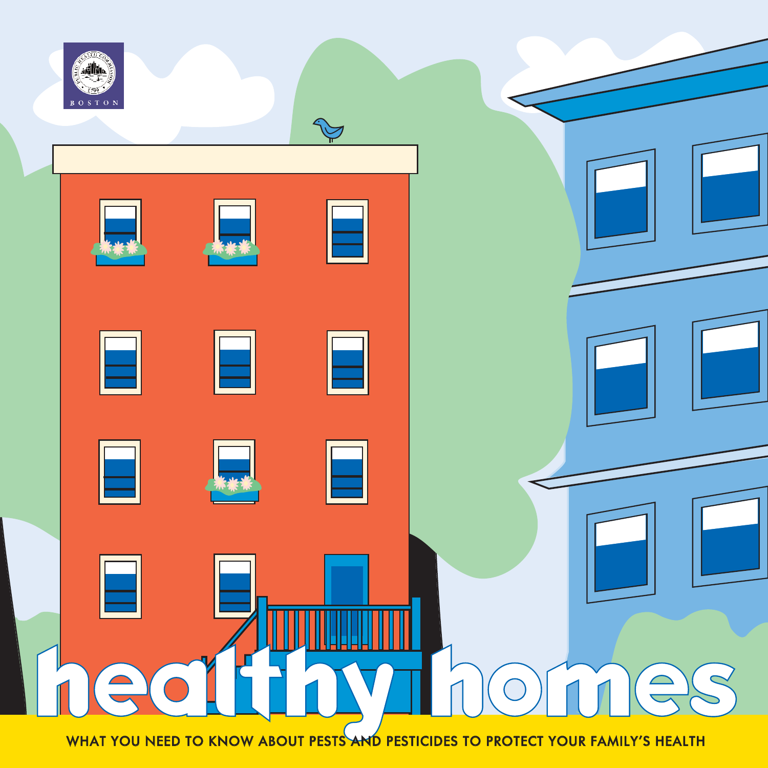# healthy homes

WHAT YOU NEED TO KNOW ABOUT PESTS AND PESTICIDES TO PROTECT YOUR FAMILY'S HEALTH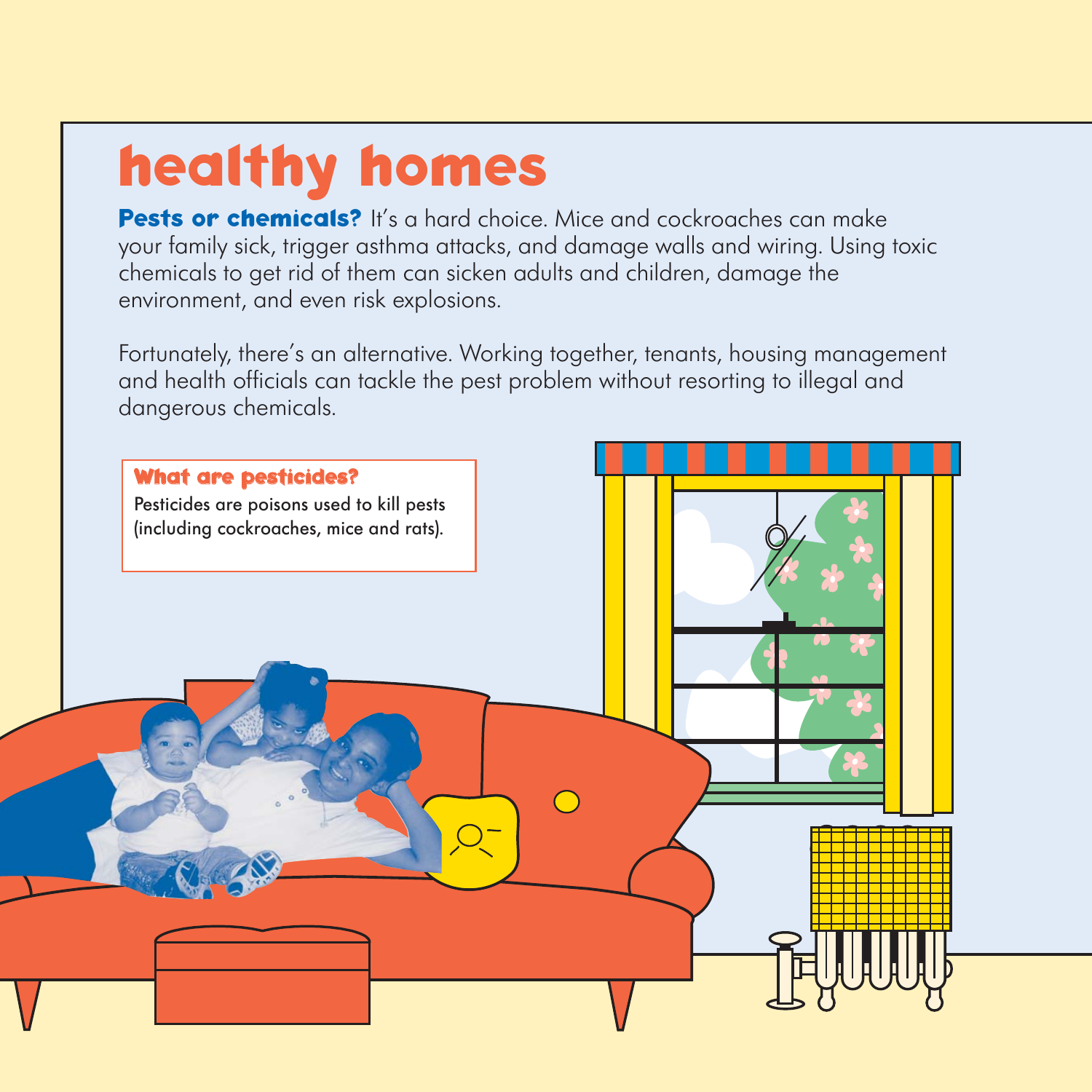# healthy homes

**Pests or chemicals?** It's a hard choice. Mice and cockroaches can make your family sick, trigger asthma attacks, and damage walls and wiring. Using toxic chemicals to get rid of them can sicken adults and children, damage the environment, and even risk explosions.

Fortunately, there's an alternative. Working together, tenants, housing management and health officials can tackle the pest problem without resorting to illegal and dangerous chemicals.

### What are pesticides?

Pesticides are poisons used to kill pests (including cockroaches, mice and rats).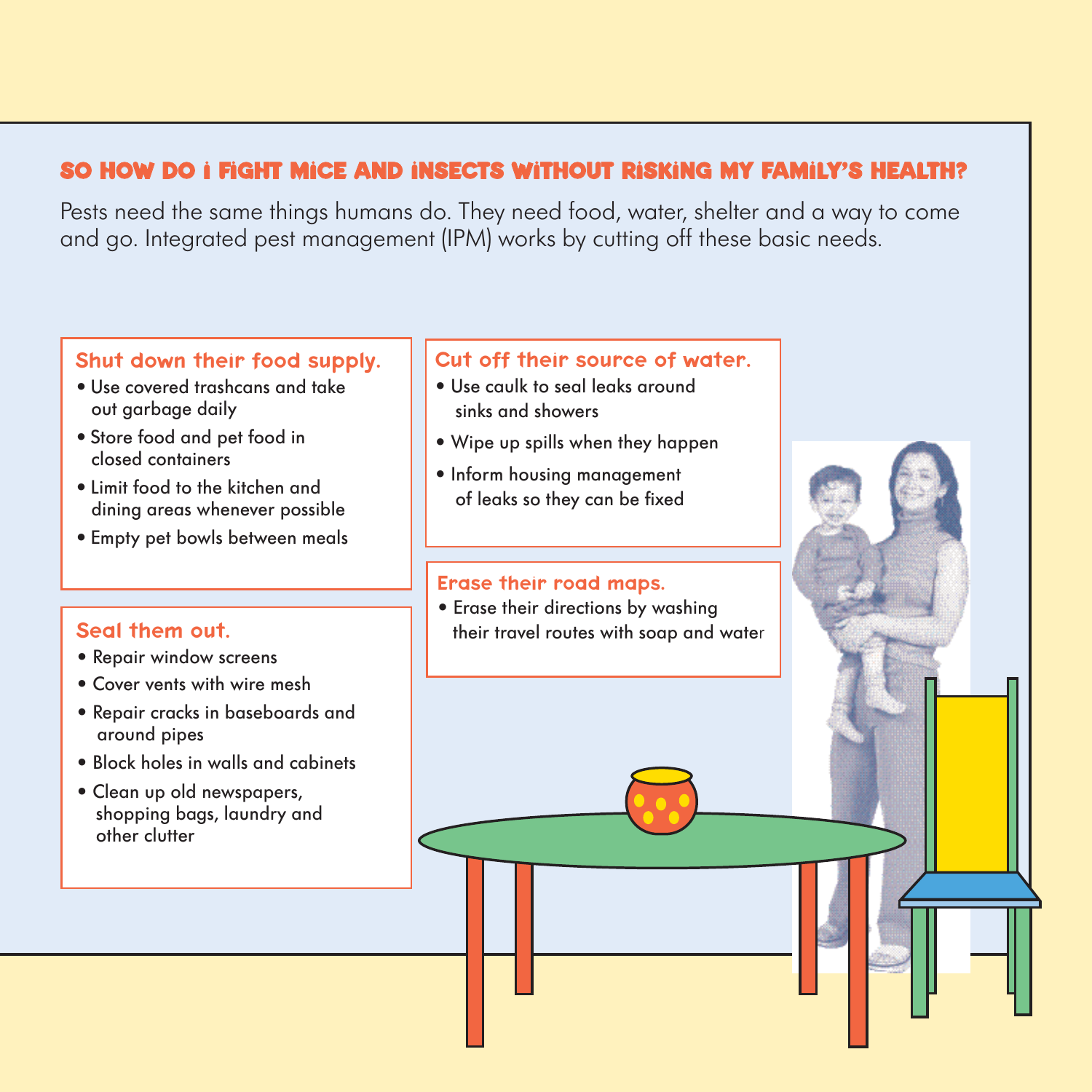## SO HOW DO I FIGHT MICE AND INSECTS WITHOUT RISKING MY FAMILY'S HEALTH?

Pests need the same things humans do. They need food, water, shelter and a way to come and go. Integrated pest management (IPM) works by cutting off these basic needs.

### Shut down their food supply.

- Use covered trashcans and take out garbage daily
- Store food and pet food in closed containers
- Limit food to the kitchen and dining areas whenever possible
- Empty pet bowls between meals

### Seal them out.

- Repair window screens
- Cover vents with wire mesh
- Repair cracks in baseboards and around pipes
- Block holes in walls and cabinets
- Clean up old newspapers, shopping bags, laundry and other clutter

### Cut off their source of water.

- Use caulk to seal leaks around sinks and showers
- Wipe up spills when they happen
- Inform housing management of leaks so they can be fixed

### Erase their road maps.

- Erase their directions by washing their travel routes with soap and water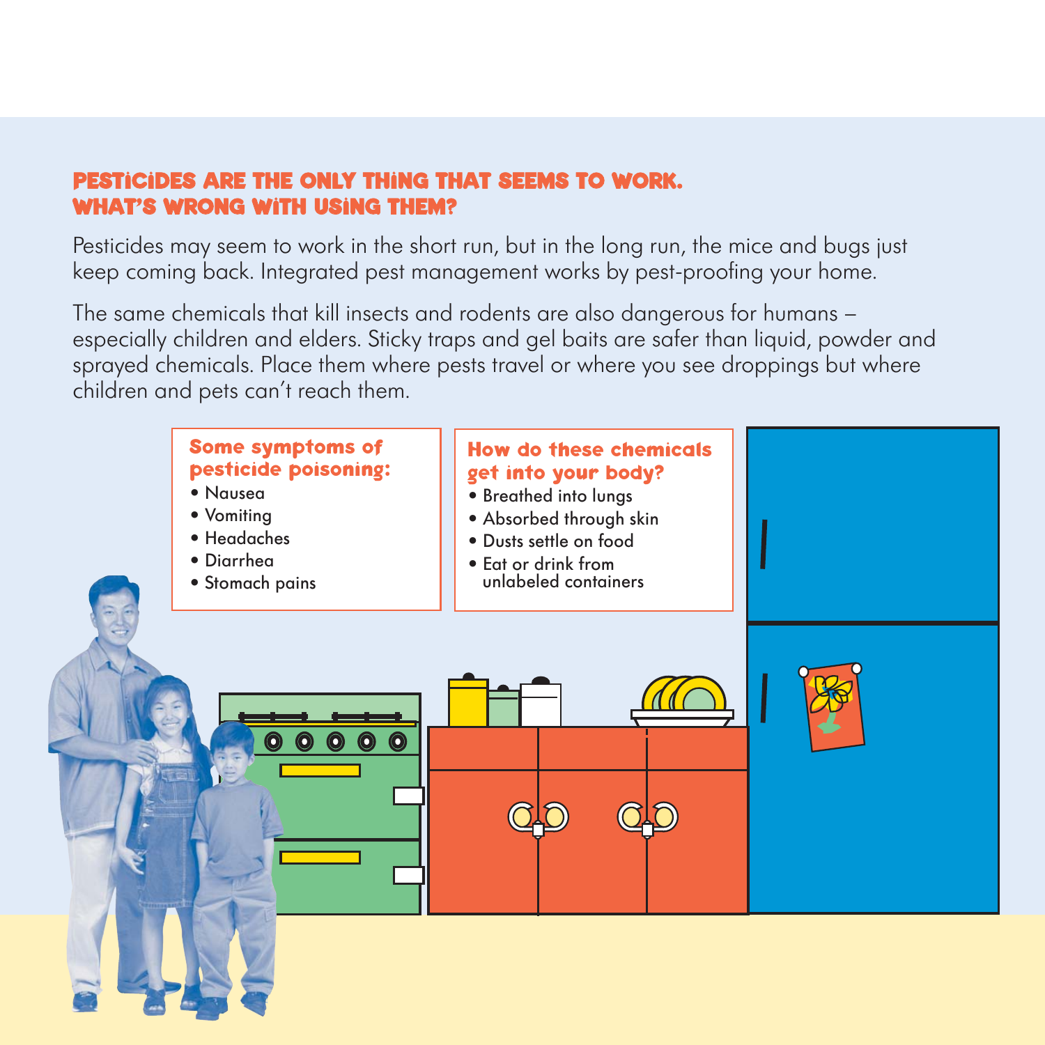## PESTICIDES ARE THE ONLY THING THAT SEEMS TO WORK. WHAT'S WRONG WITH USING THEM?

Pesticides may seem to work in the short run, but in the long run, the mice and bugs just keep coming back. Integrated pest management works by pest-proofing your home.

The same chemicals that kill insects and rodents are also dangerous for humans – especially children and elders. Sticky traps and gel baits are safer than liquid, powder and sprayed chemicals. Place them where pests travel or where you see droppings but where children and pets can't reach them.

### Some symptoms of pesticide poisoning:

- Nausea
- Vomiting
- Headaches
- Diarrhea
- Stomach pains

### How do these chemicals get into your body?

- Breathed into lungs
- Absorbed through skin
- Dusts settle on food
- Eat or drink from unlabeled containers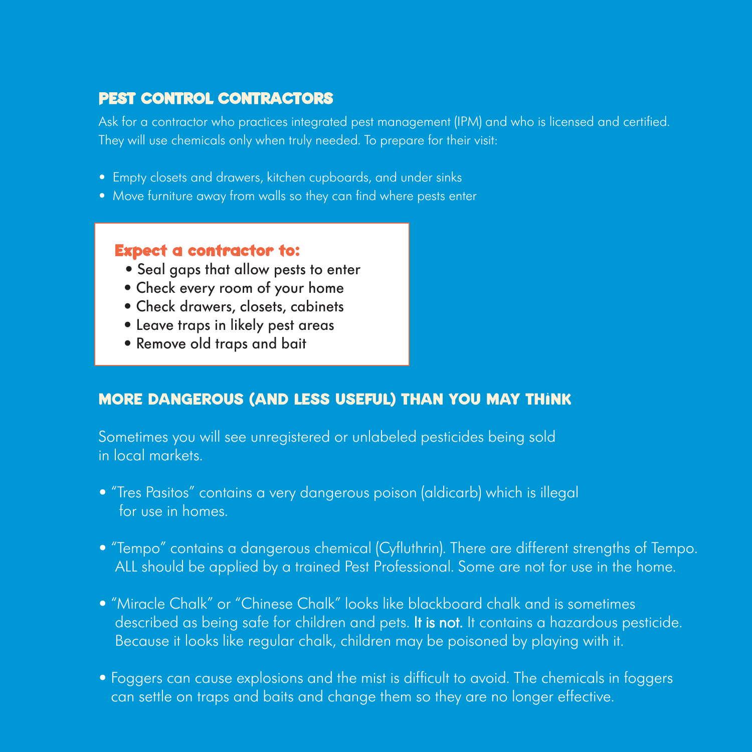## PEST CONTROL CONTRACTORS

Ask for a contractor who practices integrated pest management (IPM) and who is licensed and certified. They will use chemicals only when truly needed. To prepare for their visit:

- Empty closets and drawers, kitchen cupboards, and under sinks
- Move furniture away from walls so they can find where pests enter

### Expect a contractor to:

- Seal gaps that allow pests to enter
- Check every room of your home
- Check drawers, closets, cabinets
- Leave traps in likely pest areas
- Remove old traps and bait

## MORE DANGEROUS (AND LESS USEFUL) THAN YOU MAY THINK

Sometimes you will see unregistered or unlabeled pesticides being sold in local markets.

- "Tres Pasitos" contains a very dangerous poison (aldicarb) which is illegal for use in homes.
- "Tempo" contains a dangerous chemical (Cyfluthrin). There are different strengths of Tempo. ALL should be applied by a trained Pest Professional. Some are not for use in the home.
- "Miracle Chalk" or "Chinese Chalk" looks like blackboard chalk and is sometimes described as being safe for children and pets. **It is not.** It contains a hazardous pesticide. Because it looks like regular chalk, children may be poisoned by playing with it.
- Foggers can cause explosions and the mist is difficult to avoid. The chemicals in foggers can settle on traps and baits and change them so they are no longer effective.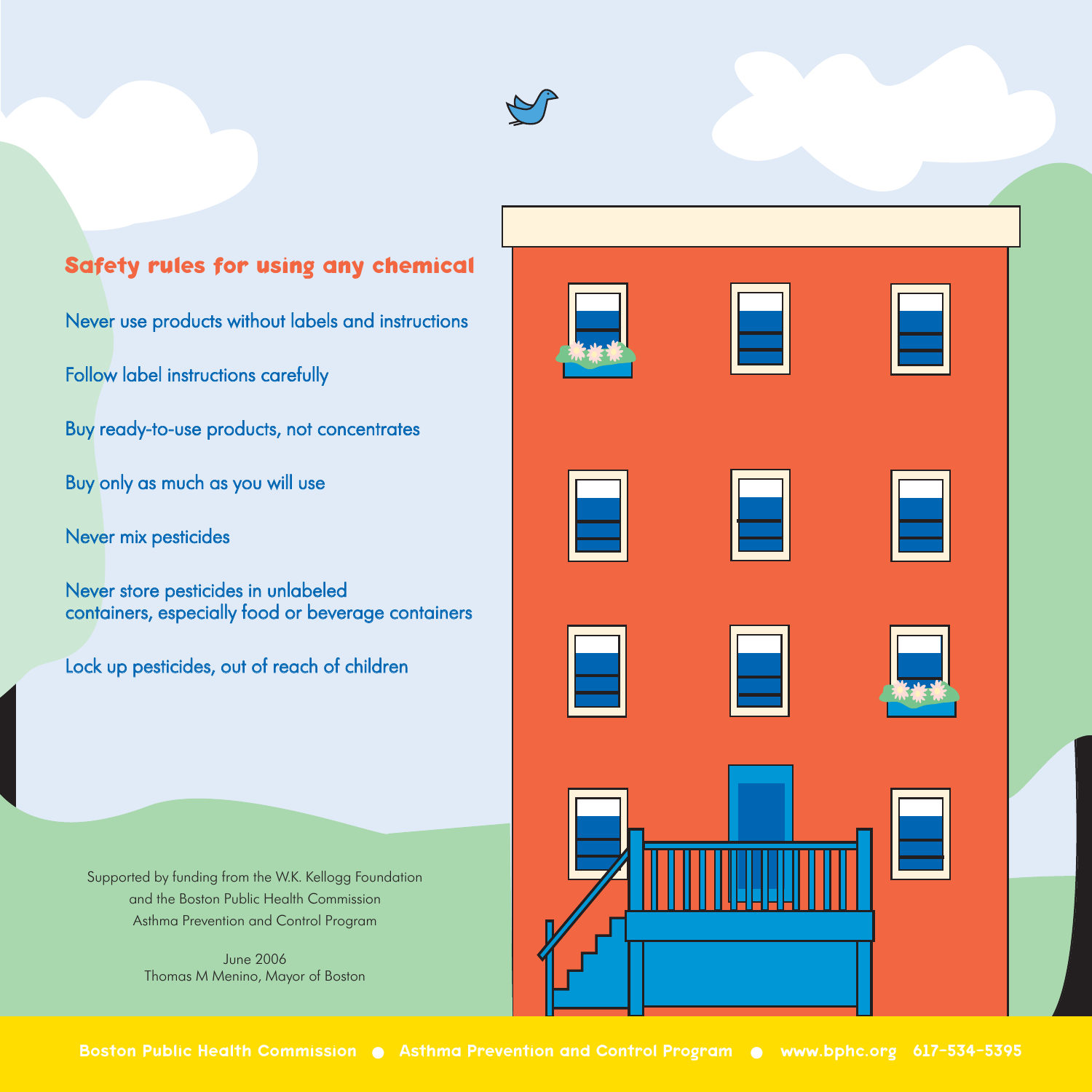## Safety rules for using any chemical

Never use products without labels and instructions

Follow label instructions carefully

Buy ready-to-use products, not concentrates

Buy only as much as you will use

Never mix pesticides

Never store pesticides in unlabeled containers, especially food or beverage containers

Lock up pesticides, out of reach of children

Supported by funding from the W.K. Kellogg Foundation
and the Boston Public Health Commission
Asthma Prevention and Control Program

June 2006
Thomas M Menino, Mayor of Boston

**Boston Public Health Commission ● Asthma Prevention and Control Program ● www.bphc.org 617-534-5395**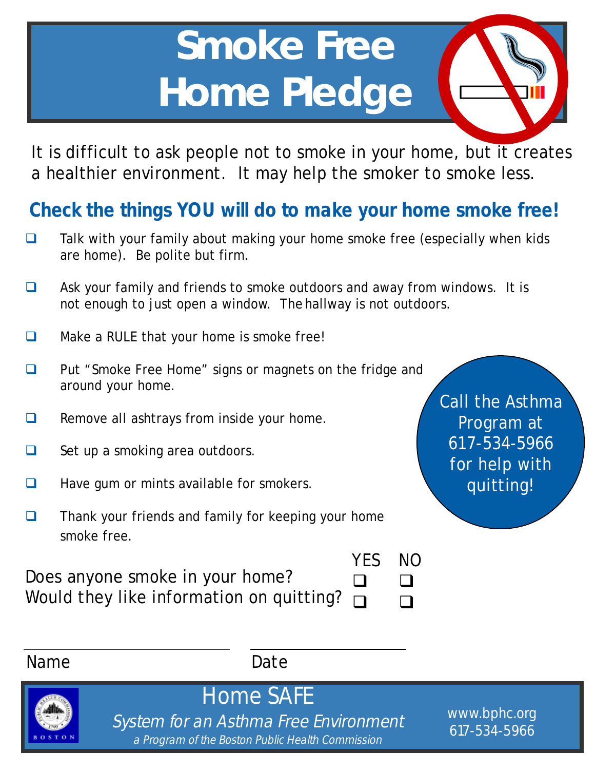# Smoke Free Home Pledge

It is difficult to ask people not to smoke in your home, but it creates a healthier environment. It may help the smoker to smoke less.

## Check the things YOU will do to make your home smoke free!

- ❑ Talk with your family about making your home smoke free (especially when kids are home). Be polite but firm.
- ❑ Ask your family and friends to smoke outdoors and away from windows. It is not enough to just open a window. The hallway is not outdoors.
- ❑ Make a RULE that your home is smoke free!
- ❑ Put "Smoke Free Home" signs or magnets on the fridge and around your home.
- ❑ Remove all ashtrays from inside your home.
- ❑ Set up a smoking area outdoors.
- ❑ Have gum or mints available for smokers.
- ❑ Thank your friends and family for keeping your home smoke free.

Call the Asthma Program at 617-534-5966 for help with quitting!

| | YES | NO |
|---|---|---|
| Does anyone smoke in your home? | ❑ | ❑ |
| Would they like information on quitting? | ❑ | ❑ |

Name ______________________ Date ______________________

Home SAFE

*System for an Asthma Free Environment*

*a Program of the Boston Public Health Commission*

www.bphc.org
617-534-5966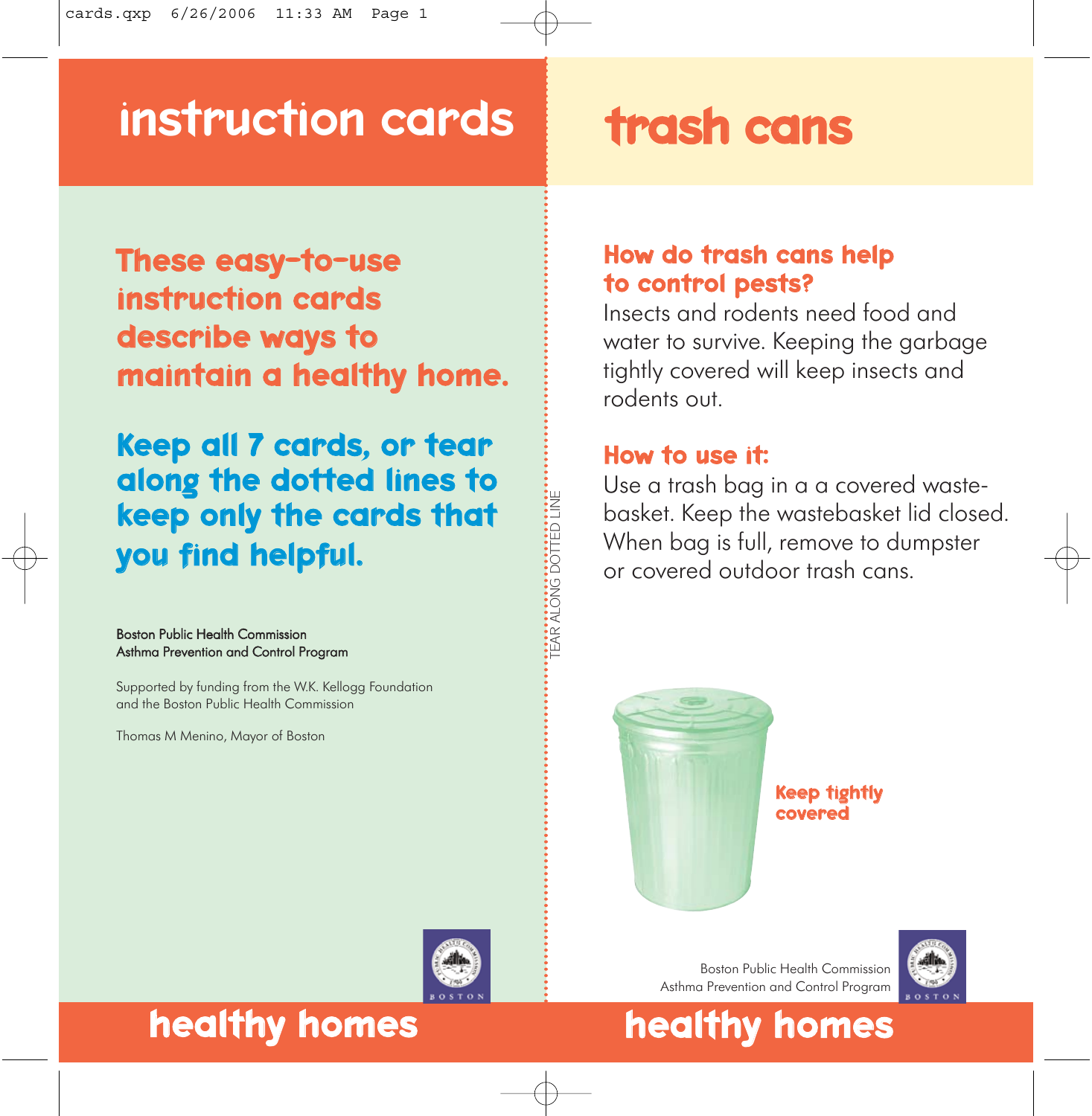# instruction cards

**These easy-to-use instruction cards describe ways to maintain a healthy home.**

**Keep all 7 cards, or tear along the dotted lines to keep only the cards that you find helpful.**

Boston Public Health Commission
Asthma Prevention and Control Program

Supported by funding from the W.K. Kellogg Foundation and the Boston Public Health Commission

Thomas M Menino, Mayor of Boston

healthy homes

TEAR ALONG DOTTED LINE

# trash cans

### How do trash cans help to control pests?

Insects and rodents need food and water to survive. Keeping the garbage tightly covered will keep insects and rodents out.

### How to use it:

Use a trash bag in a a covered waste-basket. Keep the wastebasket lid closed. When bag is full, remove to dumpster or covered outdoor trash cans.

**Keep tightly covered**

Boston Public Health Commission
Asthma Prevention and Control Program

healthy homes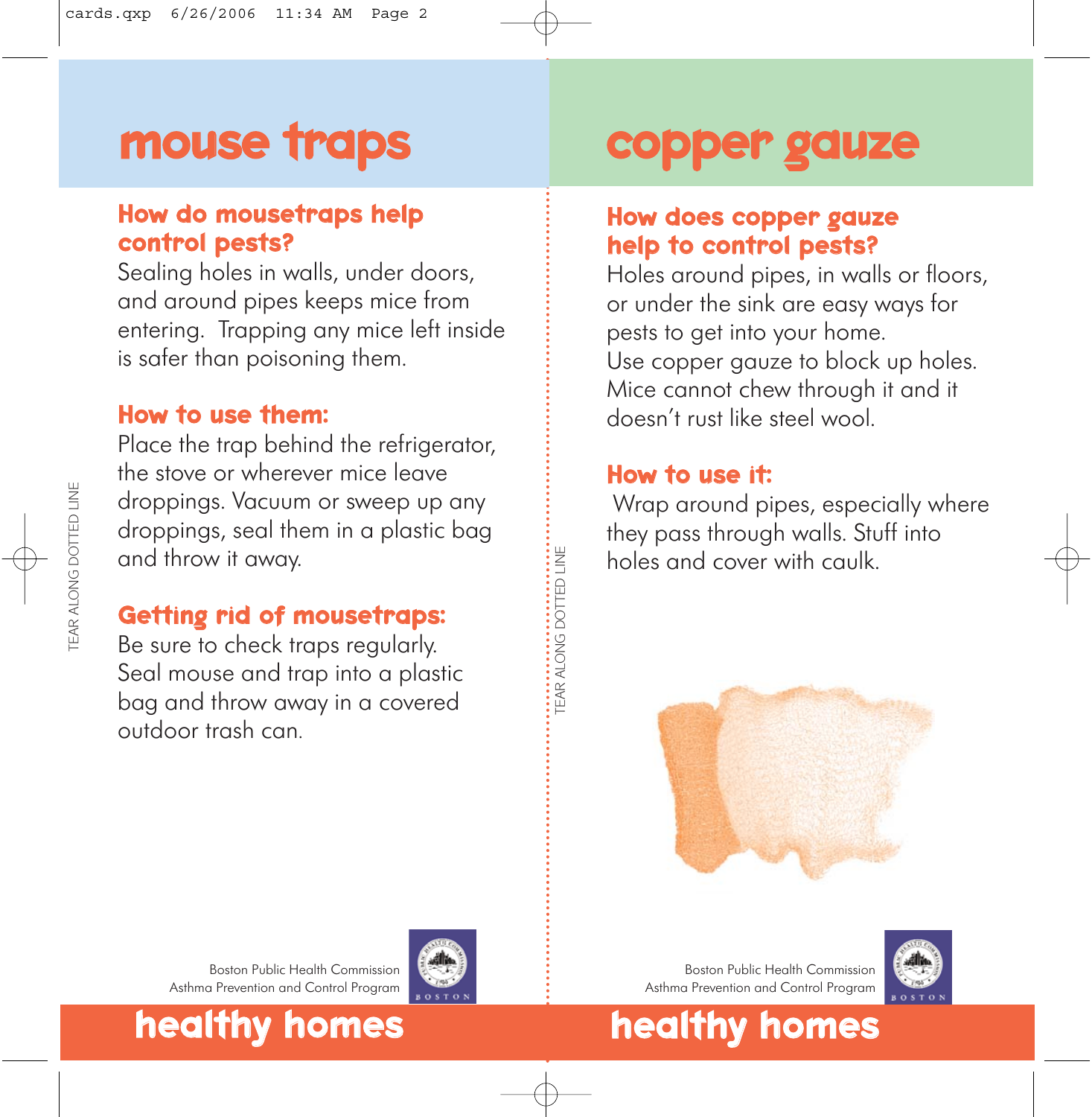# mouse traps

## How do mousetraps help control pests?

Sealing holes in walls, under doors, and around pipes keeps mice from entering. Trapping any mice left inside is safer than poisoning them.

## How to use them:

Place the trap behind the refrigerator, the stove or wherever mice leave droppings. Vacuum or sweep up any droppings, seal them in a plastic bag and throw it away.

## Getting rid of mousetraps:

Be sure to check traps regularly. Seal mouse and trap into a plastic bag and throw away in a covered outdoor trash can.

TEAR ALONG DOTTED LINE

Boston Public Health Commission
Asthma Prevention and Control Program

**healthy homes**

TEAR ALONG DOTTED LINE

# copper gauze

## How does copper gauze help to control pests?

Holes around pipes, in walls or floors, or under the sink are easy ways for pests to get into your home. Use copper gauze to block up holes. Mice cannot chew through it and it doesn't rust like steel wool.

## How to use it:

Wrap around pipes, especially where they pass through walls. Stuff into holes and cover with caulk.

Boston Public Health Commission
Asthma Prevention and Control Program

**healthy homes**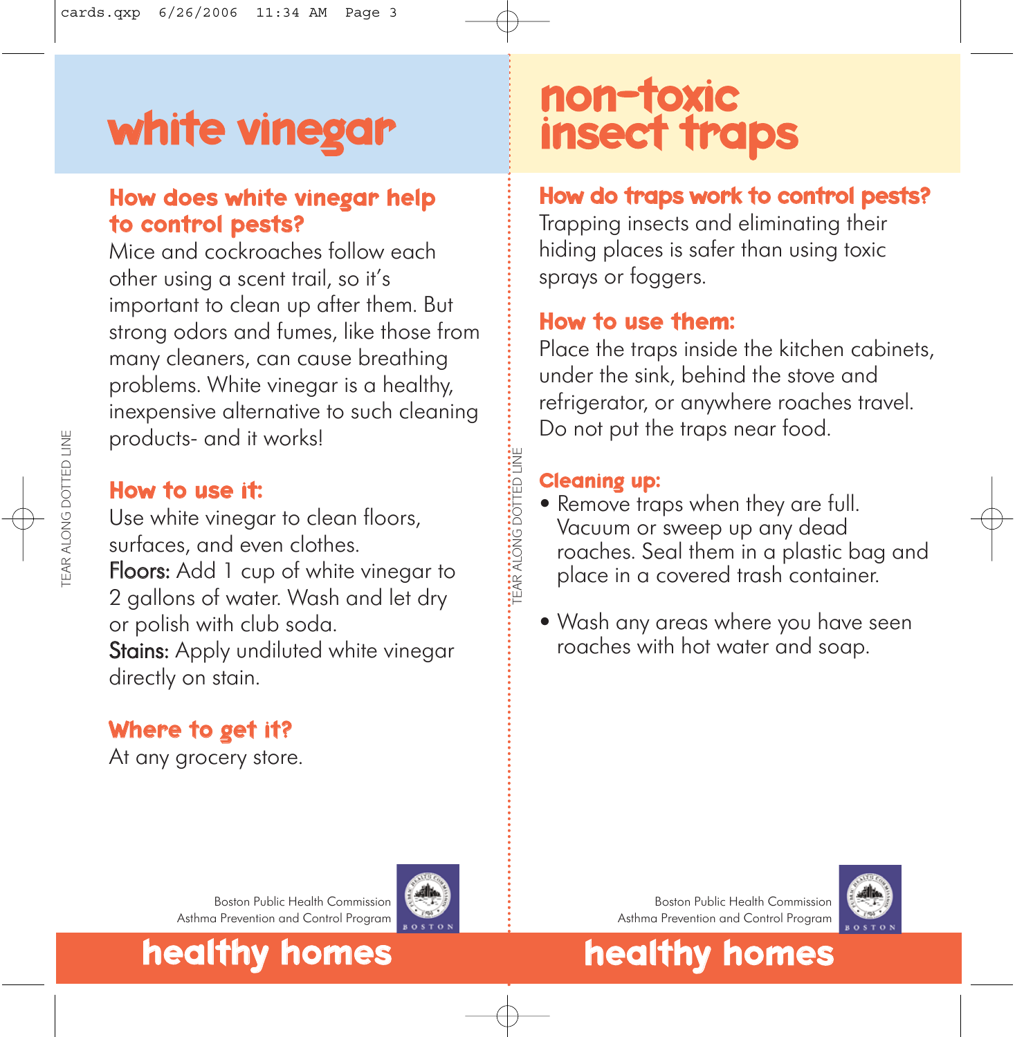# white vinegar

## How does white vinegar help to control pests?

Mice and cockroaches follow each other using a scent trail, so it's important to clean up after them. But strong odors and fumes, like those from many cleaners, can cause breathing problems. White vinegar is a healthy, inexpensive alternative to such cleaning products- and it works!

## How to use it:

Use white vinegar to clean floors, surfaces, and even clothes.

**Floors:** Add 1 cup of white vinegar to 2 gallons of water. Wash and let dry or polish with club soda.

**Stains:** Apply undiluted white vinegar directly on stain.

## Where to get it?

At any grocery store.

Boston Public Health Commission
Asthma Prevention and Control Program

**healthy homes**

TEAR ALONG DOTTED LINE

# non-toxic insect traps

## How do traps work to control pests?

Trapping insects and eliminating their hiding places is safer than using toxic sprays or foggers.

## How to use them:

Place the traps inside the kitchen cabinets, under the sink, behind the stove and refrigerator, or anywhere roaches travel. Do not put the traps near food.

## Cleaning up:

- Remove traps when they are full. Vacuum or sweep up any dead roaches. Seal them in a plastic bag and place in a covered trash container.
- Wash any areas where you have seen roaches with hot water and soap.

Boston Public Health Commission
Asthma Prevention and Control Program

**healthy homes**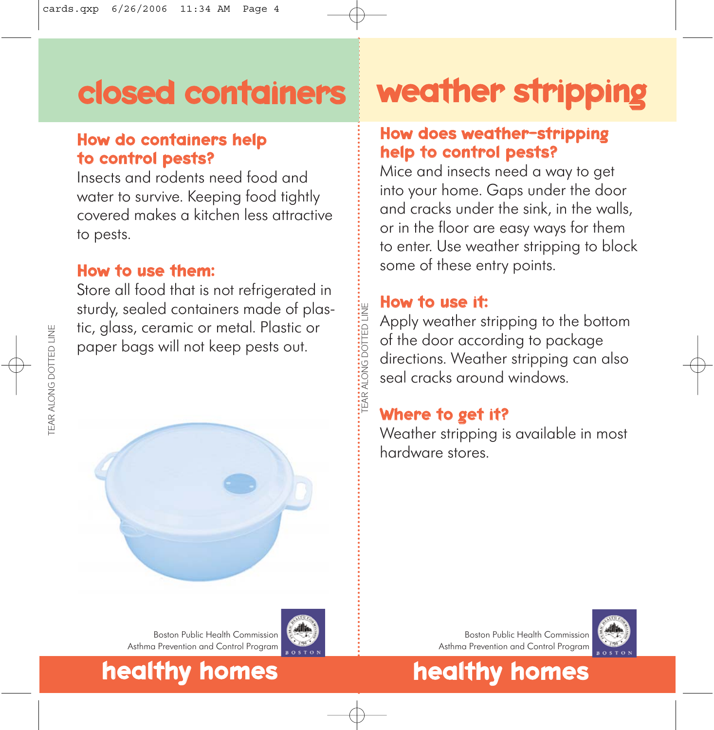# closed containers

## How do containers help to control pests?

Insects and rodents need food and water to survive. Keeping food tightly covered makes a kitchen less attractive to pests.

## How to use them:

Store all food that is not refrigerated in sturdy, sealed containers made of plastic, glass, ceramic or metal. Plastic or paper bags will not keep pests out.

TEAR ALONG DOTTED LINE

Boston Public Health Commission
Asthma Prevention and Control Program

healthy homes

# weather stripping

## How does weather-stripping help to control pests?

Mice and insects need a way to get into your home. Gaps under the door and cracks under the sink, in the walls, or in the floor are easy ways for them to enter. Use weather stripping to block some of these entry points.

## How to use it:

Apply weather stripping to the bottom of the door according to package directions. Weather stripping can also seal cracks around windows.

## Where to get it?

Weather stripping is available in most hardware stores.

TEAR ALONG DOTTED LINE

Boston Public Health Commission
Asthma Prevention and Control Program

healthy homes